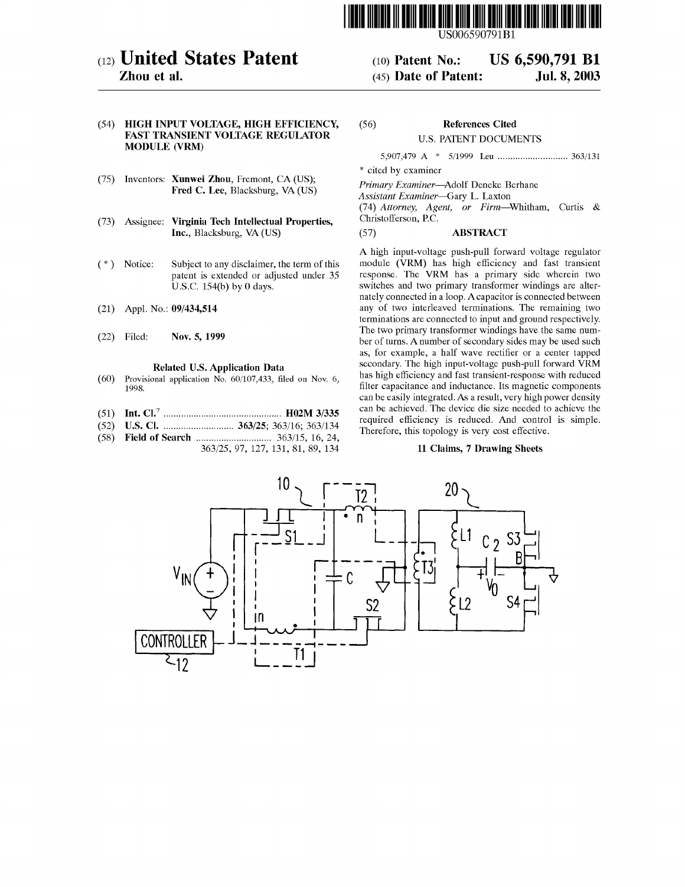# United States Patent

**Zhou et al.**

(10) **Patent No.: US 6,590,791 B1**

(45) **Date of Patent: Jul. 8, 2003**

(54) **HIGH INPUT VOLTAGE, HIGH EFFICIENCY, FAST TRANSIENT VOLTAGE REGULATOR MODULE (VRM)**

(75) Inventors: **Xunwei Zhou**, Fremont, CA (US); **Fred C. Lee**, Blacksburg, VA (US)

(73) Assignee: **Virginia Tech Intellectual Properties, Inc.**, Blacksburg, VA (US)

(*) Notice: Subject to any disclaimer, the term of this patent is extended or adjusted under 35 U.S.C. 154(b) by 0 days.

(21) Appl. No.: **09/434,514**

(22) Filed: **Nov. 5, 1999**

## Related U.S. Application Data

(60) Provisional application No. 60/107,433, filed on Nov. 6, 1998.

(51) **Int. Cl.**[7] .............................................. **H02M 3/335**

(52) **U.S. Cl.** ............................ **363/25**; 363/16; 363/134

(58) **Field of Search** .............................. 363/15, 16, 24, 363/25, 97, 127, 131, 81, 89, 134

(56) **References Cited**

U.S. PATENT DOCUMENTS

5,907,479 A * 5/1999 Leu ............................ 363/131

\* cited by examiner

*Primary Examiner*—Adolf Deneke Berhane
*Assistant Examiner*—Gary L. Laxton
(74) *Attorney, Agent, or Firm*—Whitham, Curtis & Christofferson, P.C.

(57) **ABSTRACT**

A high input-voltage push-pull forward voltage regulator module (VRM) has high efficiency and fast transient response. The VRM has a primary side wherein two switches and two primary transformer windings are alternately connected in a loop. A capacitor is connected between any of two interleaved terminations. The remaining two terminations are connected to input and ground respectively. The two primary transformer windings have the same number of turns. A number of secondary sides may be used such as, for example, a half wave rectifier or a center tapped secondary. The high input-voltage push-pull forward VRM has high efficiency and fast transient-response with reduced filter capacitance and inductance. Its magnetic components can be easily integrated. As a result, very high power density can be achieved. The device die size needed to achieve the required efficiency is reduced. And control is simple. Therefore, this topology is very cost effective.

**11 Claims, 7 Drawing Sheets**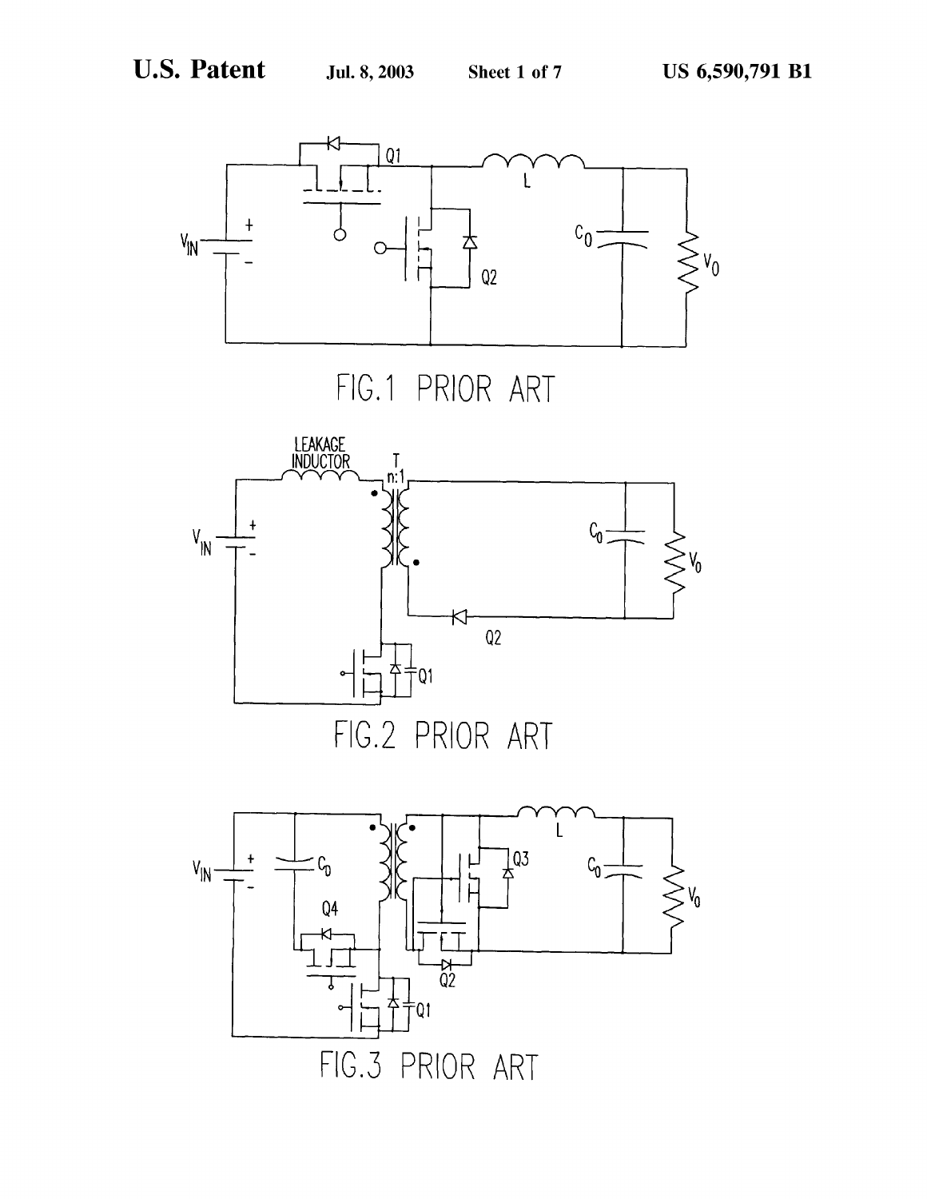FIG.1 PRIOR ART

FIG.2 PRIOR ART

FIG.3 PRIOR ART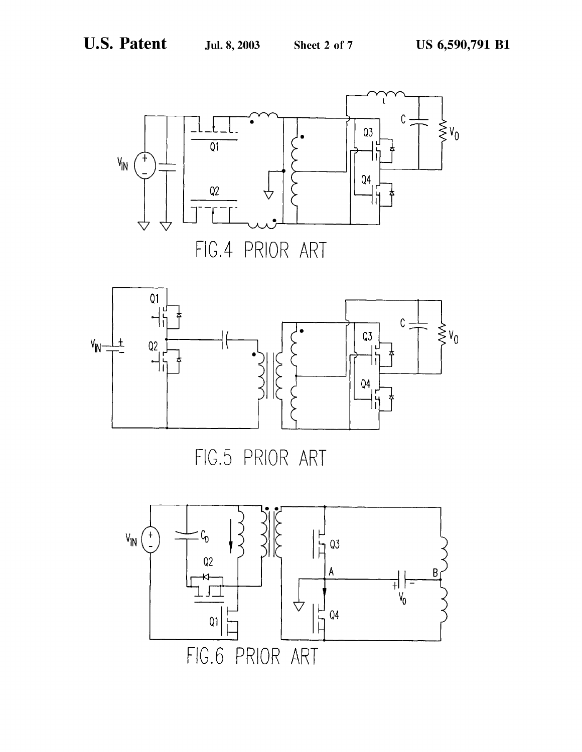FIG.4 PRIOR ART

FIG.5 PRIOR ART

FIG.6 PRIOR ART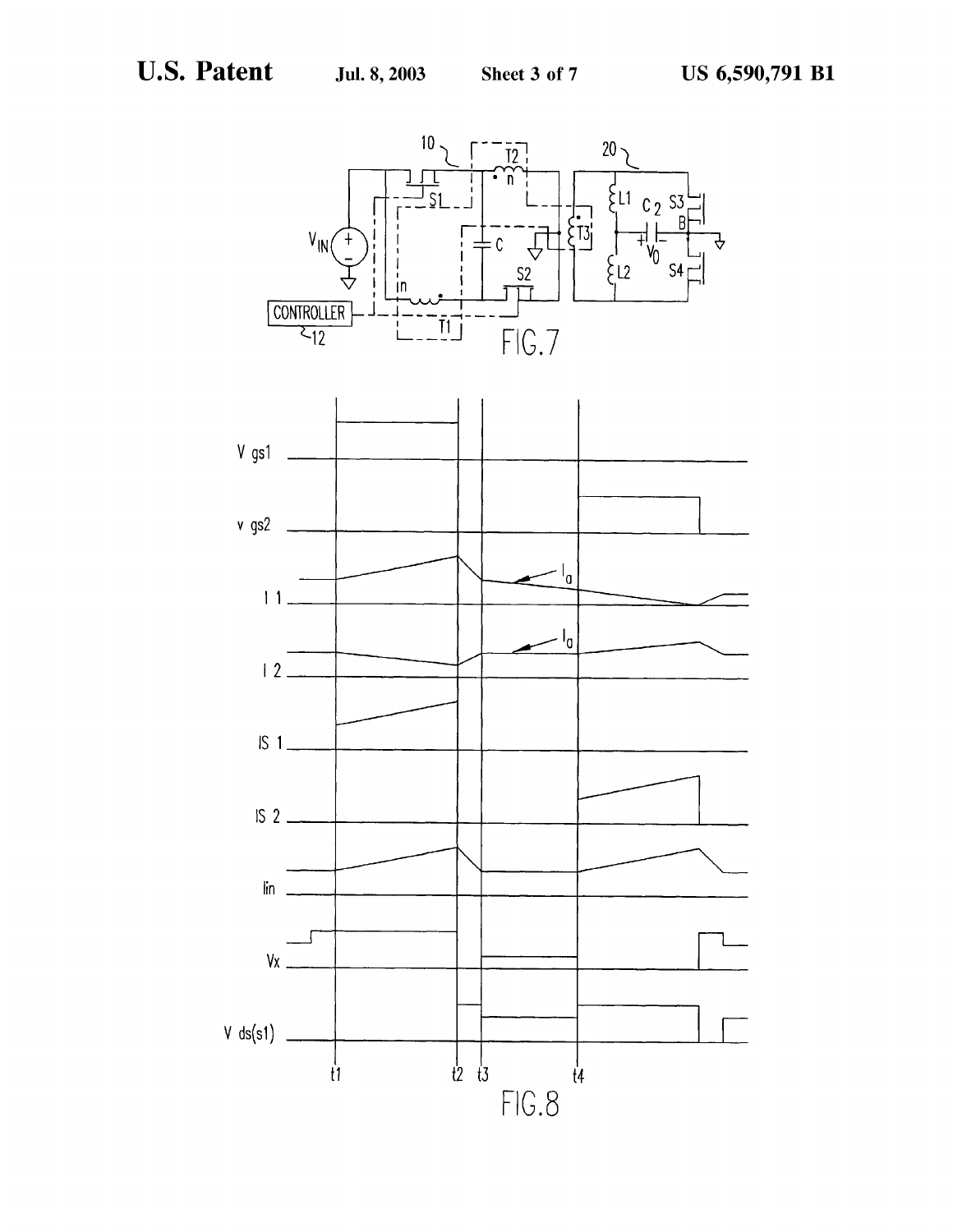FIG. 7

FIG. 8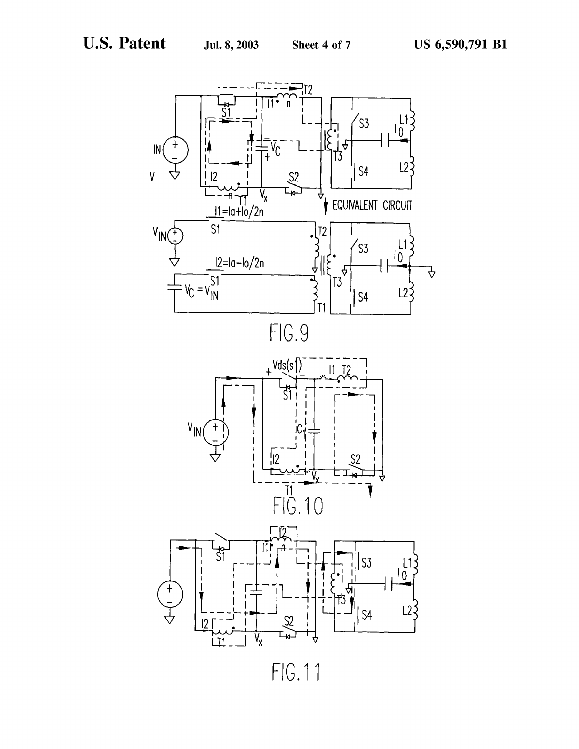FIG. 9

FIG. 10

FIG. 11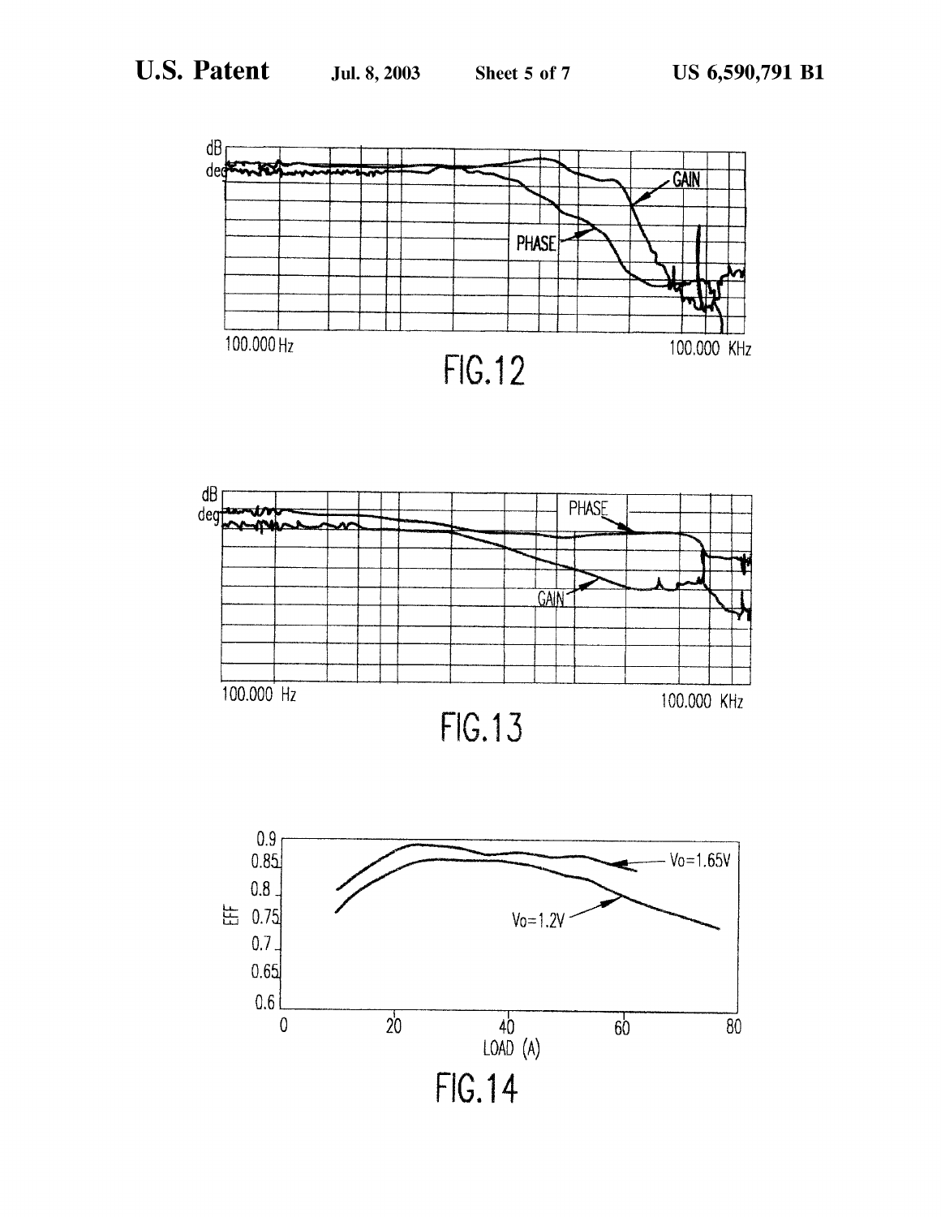FIG.12

FIG.13

FIG.14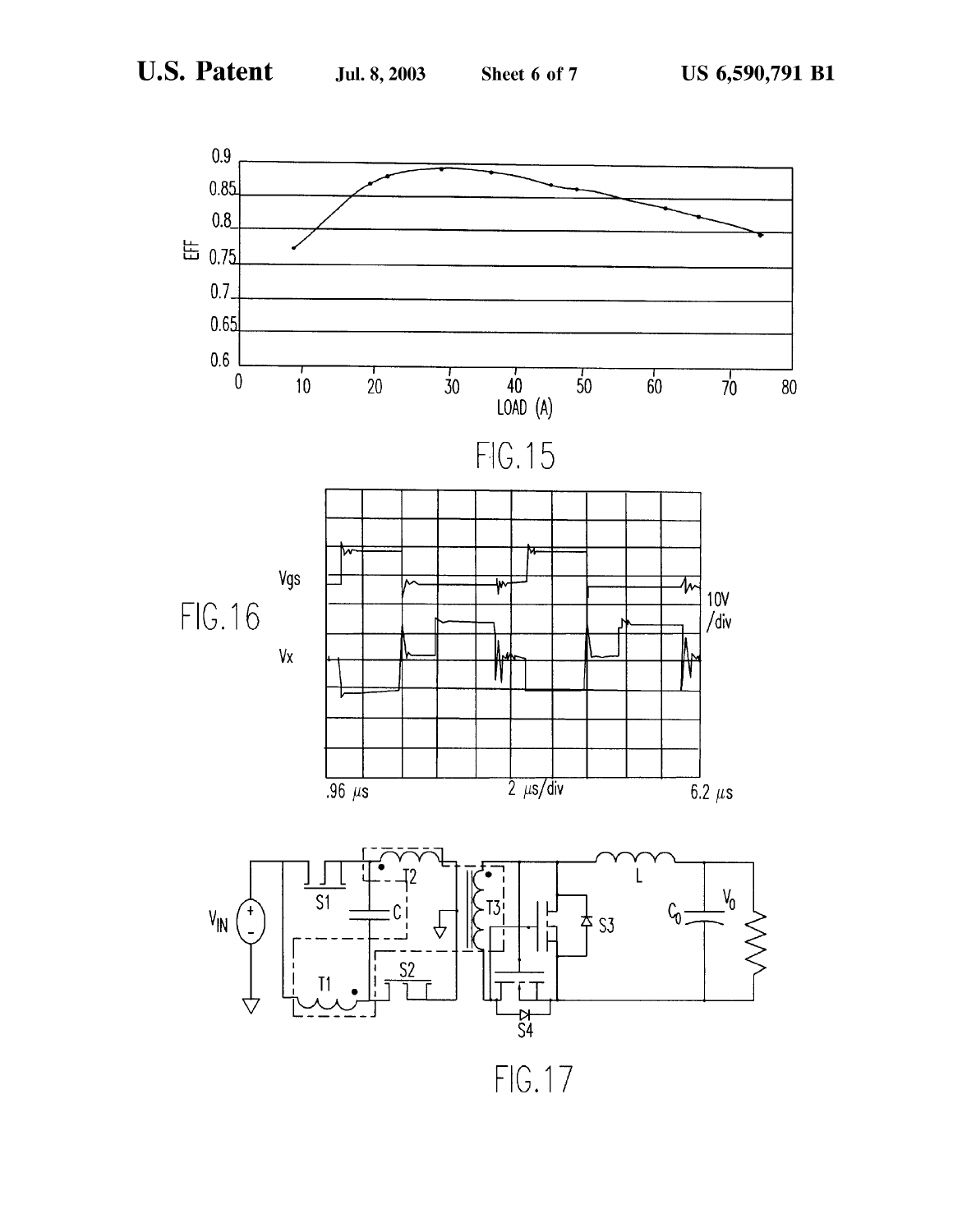FIG.15

FIG.16

FIG.17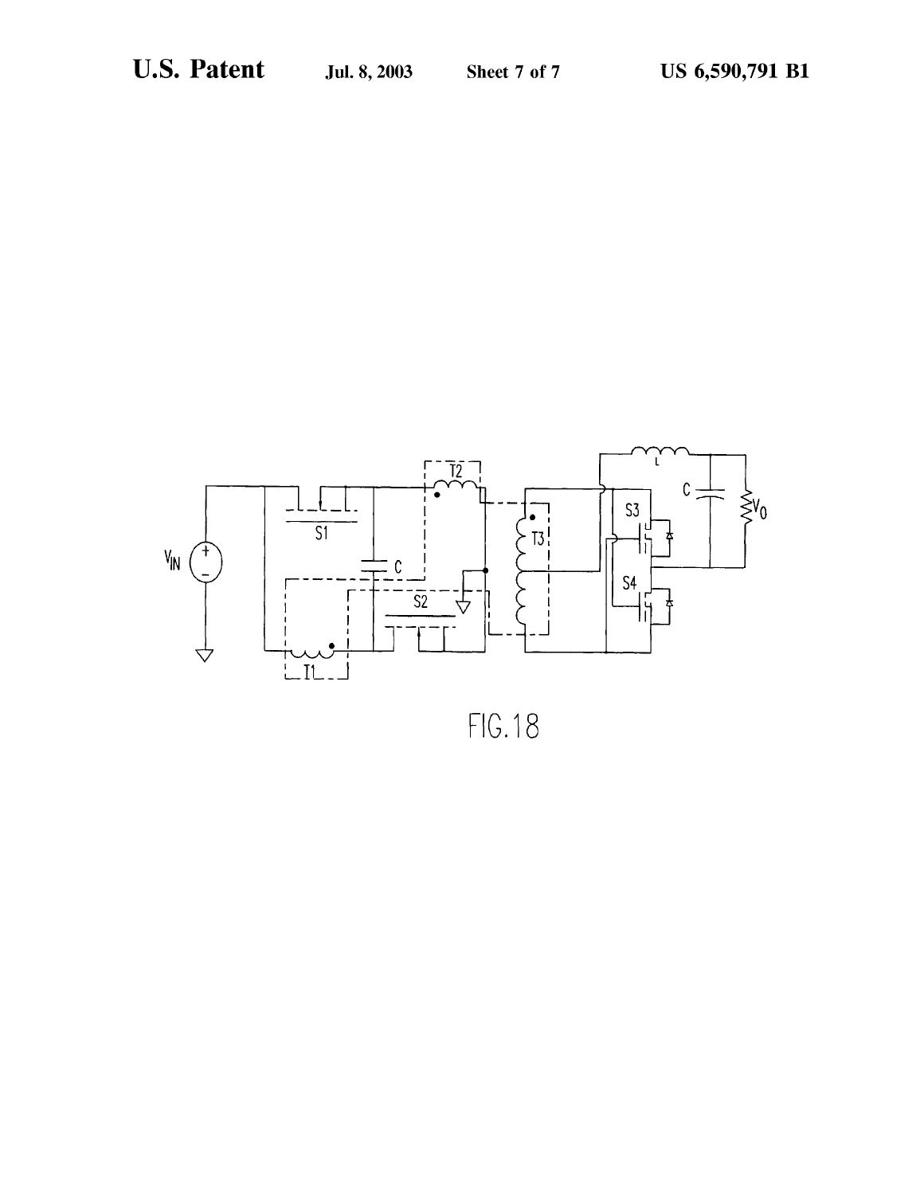FIG. 18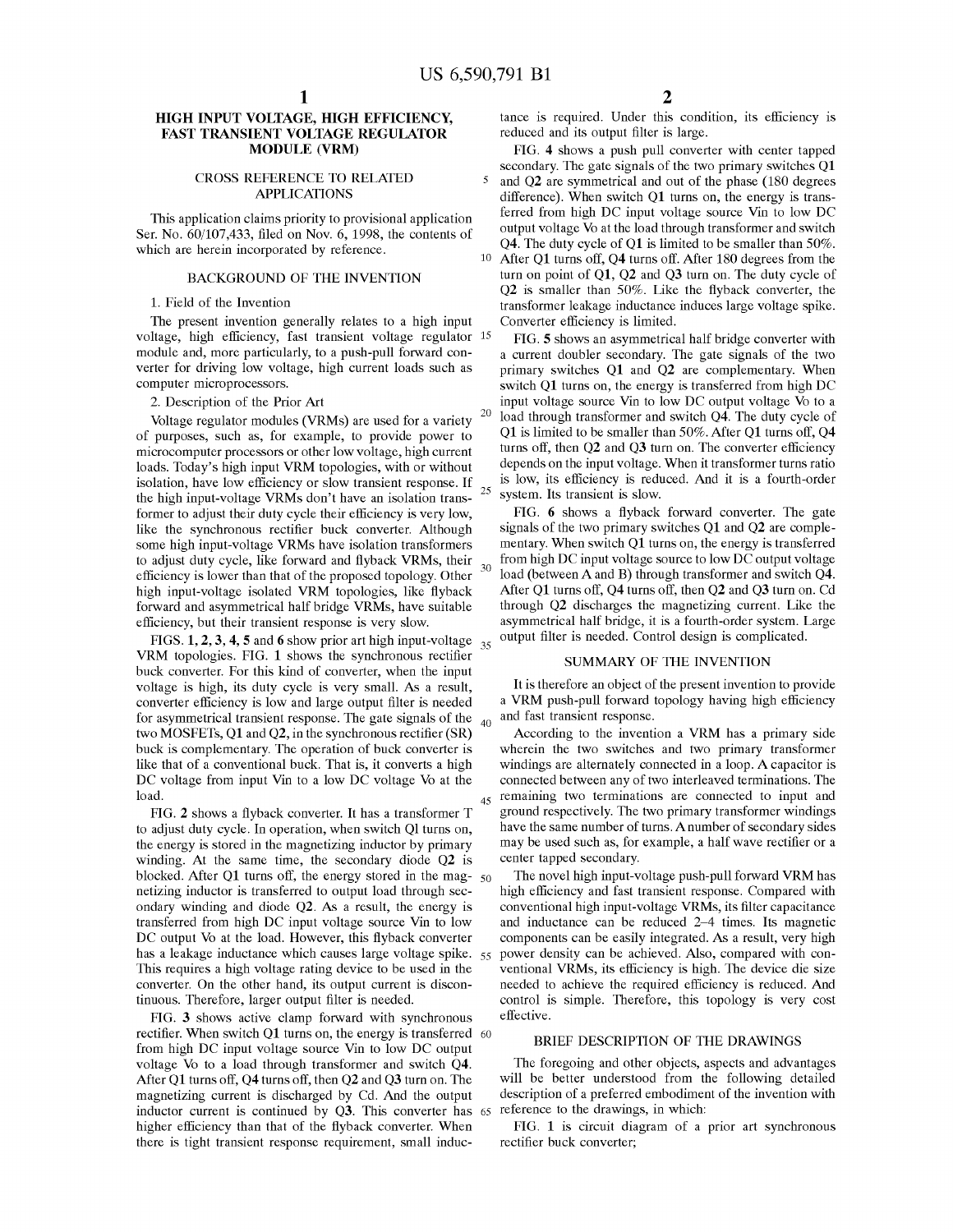# HIGH INPUT VOLTAGE, HIGH EFFICIENCY, FAST TRANSIENT VOLTAGE REGULATOR MODULE (VRM)

## CROSS REFERENCE TO RELATED APPLICATIONS

This application claims priority to provisional application Ser. No. 60/107,433, filed on Nov. 6, 1998, the contents of which are herein incorporated by reference.

## BACKGROUND OF THE INVENTION

1. Field of the Invention

The present invention generally relates to a high input voltage, high efficiency, fast transient voltage regulator module and, more particularly, to a push-pull forward converter for driving low voltage, high current loads such as computer microprocessors.

2. Description of the Prior Art

Voltage regulator modules (VRMs) are used for a variety of purposes, such as, for example, to provide power to microcomputer processors or other low voltage, high current loads. Today's high input VRM topologies, with or without isolation, have low efficiency or slow transient response. If the high input-voltage VRMs don't have an isolation transformer to adjust their duty cycle their efficiency is very low, like the synchronous rectifier buck converter. Although some high input-voltage VRMs have isolation transformers to adjust duty cycle, like forward and flyback VRMs, their efficiency is lower than that of the proposed topology. Other high input-voltage isolated VRM topologies, like flyback forward and asymmetrical half bridge VRMs, have suitable efficiency, but their transient response is very slow.

FIGS. 1, 2, 3, 4, 5 and 6 show prior art high input-voltage VRM topologies. FIG. 1 shows the synchronous rectifier buck converter. For this kind of converter, when the input voltage is high, its duty cycle is very small. As a result, converter efficiency is low and large output filter is needed for asymmetrical transient response. The gate signals of the two MOSFETs, Q1 and Q2, in the synchronous rectifier (SR) buck is complementary. The operation of buck converter is like that of a conventional buck. That is, it converts a high DC voltage from input Vin to a low DC voltage Vo at the load.

FIG. 2 shows a flyback converter. It has a transformer T to adjust duty cycle. In operation, when switch Ql turns on, the energy is stored in the magnetizing inductor by primary winding. At the same time, the secondary diode Q2 is blocked. After Q1 turns off, the energy stored in the magnetizing inductor is transferred to output load through secondary winding and diode Q2. As a result, the energy is transferred from high DC input voltage source Vin to low DC output Vo at the load. However, this flyback converter has a leakage inductance which causes large voltage spike. This requires a high voltage rating device to be used in the converter. On the other hand, its output current is discontinuous. Therefore, larger output filter is needed.

FIG. 3 shows active clamp forward with synchronous rectifier. When switch Q1 turns on, the energy is transferred from high DC input voltage source Vin to low DC output voltage Vo to a load through transformer and switch Q4. After Q1 turns off, Q4 turns off, then Q2 and Q3 turn on. The magnetizing current is discharged by Cd. And the output inductor current is continued by Q3. This converter has higher efficiency than that of the flyback converter. When there is tight transient response requirement, small inductance is required. Under this condition, its efficiency is reduced and its output filter is large.

FIG. 4 shows a push pull converter with center tapped secondary. The gate signals of the two primary switches Q1 and Q2 are symmetrical and out of the phase (180 degrees difference). When switch Q1 turns on, the energy is transferred from high DC input voltage source Vin to low DC output voltage Vo at the load through transformer and switch Q4. The duty cycle of Q1 is limited to be smaller than 50%. After Q1 turns off, Q4 turns off. After 180 degrees from the turn on point of Q1, Q2 and Q3 turn on. The duty cycle of Q2 is smaller than 50%. Like the flyback converter, the transformer leakage inductance induces large voltage spike. Converter efficiency is limited.

FIG. 5 shows an asymmetrical half bridge converter with a current doubler secondary. The gate signals of the two primary switches Q1 and Q2 are complementary. When switch Q1 turns on, the energy is transferred from high DC input voltage source Vin to low DC output voltage Vo to a load through transformer and switch Q4. The duty cycle of Q1 is limited to be smaller than 50%. After Q1 turns off, Q4 turns off, then Q2 and Q3 turn on. The converter efficiency depends on the input voltage. When it transformer turns ratio is low, its efficiency is reduced. And it is a fourth-order system. Its transient is slow.

FIG. 6 shows a flyback forward converter. The gate signals of the two primary switches Q1 and Q2 are complementary. When switch Q1 turns on, the energy is transferred from high DC input voltage source to low DC output voltage load (between A and B) through transformer and switch Q4. After Q1 turns off, Q4 turns off, then Q2 and Q3 turn on. Cd through Q2 discharges the magnetizing current. Like the asymmetrical half bridge, it is a fourth-order system. Large output filter is needed. Control design is complicated.

## SUMMARY OF THE INVENTION

It is therefore an object of the present invention to provide a VRM push-pull forward topology having high efficiency and fast transient response.

According to the invention a VRM has a primary side wherein the two switches and two primary transformer windings are alternately connected in a loop. A capacitor is connected between any of two interleaved terminations. The remaining two terminations are connected to input and ground respectively. The two primary transformer windings have the same number of turns. A number of secondary sides may be used such as, for example, a half wave rectifier or a center tapped secondary.

The novel high input-voltage push-pull forward VRM has high efficiency and fast transient response. Compared with conventional high input-voltage VRMs, its filter capacitance and inductance can be reduced 2–4 times. Its magnetic components can be easily integrated. As a result, very high power density can be achieved. Also, compared with conventional VRMs, its efficiency is high. The device die size needed to achieve the required efficiency is reduced. And control is simple. Therefore, this topology is very cost effective.

## BRIEF DESCRIPTION OF THE DRAWINGS

The foregoing and other objects, aspects and advantages will be better understood from the following detailed description of a preferred embodiment of the invention with reference to the drawings, in which:

FIG. 1 is circuit diagram of a prior art synchronous rectifier buck converter;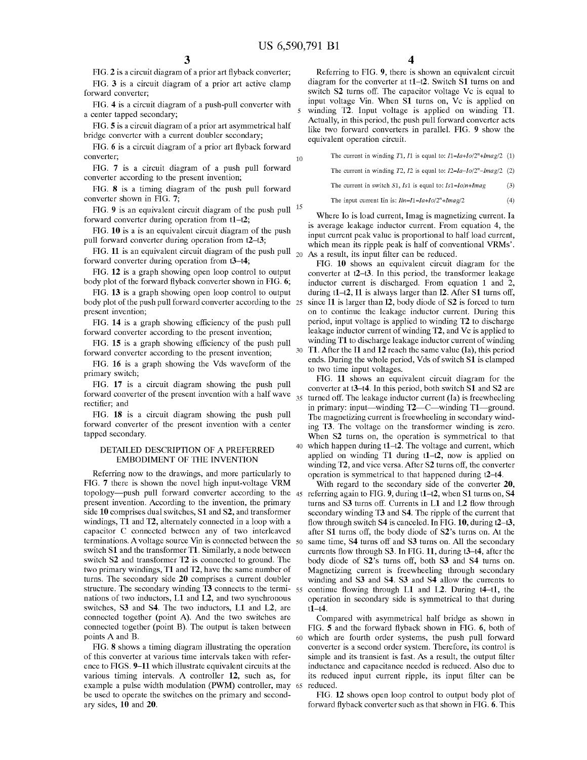FIG. 2 is a circuit diagram of a prior art flyback converter;

FIG. 3 is a circuit diagram of a prior art active clamp forward converter;

FIG. 4 is a circuit diagram of a push-pull converter with a center tapped secondary;

FIG. 5 is a circuit diagram of a prior art asymmetrical half bridge converter with a current doubler secondary;

FIG. 6 is a circuit diagram of a prior art flyback forward converter;

FIG. 7 is a circuit diagram of a push pull forward converter according to the present invention;

FIG. 8 is a timing diagram of the push pull forward converter shown in FIG. 7;

FIG. 9 is an equivalent circuit diagram of the push pull forward converter during operation from t1–t2;

FIG. 10 is a is an equivalent circuit diagram of the push pull forward converter during operation from t2–t3;

FIG. 11 is an equivalent circuit diagram of the push pull forward converter during operation from t3–t4;

FIG. 12 is a graph showing open loop control to output body plot of the forward flyback converter shown in FIG. 6;

FIG. 13 is a graph showing open loop control to output body plot of the push pull forward converter according to the present invention;

FIG. 14 is a graph showing efficiency of the push pull forward converter according to the present invention;

FIG. 15 is a graph showing efficiency of the push pull forward converter according to the present invention;

FIG. 16 is a graph showing the Vds waveform of the primary switch;

FIG. 17 is a circuit diagram showing the push pull forward converter of the present invention with a half wave rectifier; and

FIG. 18 is a circuit diagram showing the push pull forward converter of the present invention with a center tapped secondary.

## DETAILED DESCRIPTION OF A PREFERRED EMBODIMENT OF THE INVENTION

Referring now to the drawings, and more particularly to FIG. 7 there is shown the novel high input-voltage VRM topology—push pull forward converter according to the present invention. According to the invention, the primary side 10 comprises dual switches, S1 and S2, and transformer windings, T1 and T2, alternately connected in a loop with a capacitor C connected between any of two interleaved terminations. A voltage source Vin is connected between the switch S1 and the transformer T1. Similarly, a node between switch S2 and transformer T2 is connected to ground. The two primary windings, T1 and T2, have the same number of turns. The secondary side 20 comprises a current doubler structure. The secondary winding T3 connects to the terminations of two inductors, L1 and L2, and two synchronous switches, S3 and S4. The two inductors, L1 and L2, are connected together (point A). And the two switches are connected together (point B). The output is taken between points A and B.

FIG. 8 shows a timing diagram illustrating the operation of this converter at various time intervals taken with reference to FIGS. 9–11 which illustrate equivalent circuits at the various timing intervals. A controller 12, such as, for example a pulse width modulation (PWM) controller, may be used to operate the switches on the primary and secondary sides, 10 and 20.

Referring to FIG. 9, there is shown an equivalent circuit diagram for the converter at t1–t2. Switch S1 turns on and switch S2 turns off. The capacitor voltage Vc is equal to input voltage Vin. When S1 turns on, Vc is applied on winding T2. Input voltage is applied on winding T1. Actually, in this period, the push pull forward converter acts like two forward converters in parallel. FIG. 9 show the equivalent operation circuit.

The current in winding T1, I1 is equal to: $I1=Ia+Io/2^n+Imag/2$ (1)

The current in winding T2, I2 is equal to: $I2=Ia-Io/2^n-Imag/2$ (2)

The current in switch S1, Is1 is equal to: $Is1=Io/n+Imag$ (3)

The input current Iin is: $Iin=I1=Ia+Io/2^n+Imag/2$ (4)

Where Io is load current, Imag is magnetizing current. Ia is average leakage inductor current. From equation 4, the input current peak value is proportional to half load current, which mean its ripple peak is half of conventional VRMs'. As a result, its input filter can be reduced.

FIG. 10 shows an equivalent circuit diagram for the converter at t2–t3. In this period, the transformer leakage inductor current is discharged. From equation 1 and 2, during t1–t2, I1 is always larger than I2. After S1 turns off, since I1 is larger than I2, body diode of S2 is forced to turn on to continue the leakage inductor current. During this period, input voltage is applied to winding T2 to discharge leakage inductor current of winding T2, and Vc is applied to winding T1 to discharge leakage inductor current of winding T1. After the I1 and I2 reach the same value (Ia), this period ends. During the whole period, Vds of switch S1 is clamped to two time input voltages.

FIG. 11 shows an equivalent circuit diagram for the converter at t3–t4. In this period, both switch S1 and S2 are turned off. The leakage inductor current (Ia) is freewheeling in primary: input—winding T2—C—winding T1—ground. The magnetizing current is freewheeling in secondary winding T3. The voltage on the transformer winding is zero. When S2 turns on, the operation is symmetrical to that which happen during t1–t2. The voltage and current, which applied on winding T1 during t1–t2, now is applied on winding T2, and vice versa. After S2 turns off, the converter operation is symmetrical to that happened during t2–t4.

With regard to the secondary side of the converter 20, referring again to FIG. 9, during t1–t2, when S1 turns on, S4 turns and S3 turns off. Currents in L1 and L2 flow through secondary winding T3 and S4. The ripple of the current that flow through switch S4 is canceled. In FIG. 10, during t2–t3, after S1 turns off, the body diode of S2's turns on. At the same time, S4 turns off and S3 turns on. All the secondary currents flow through S3. In FIG. 11, during t3–t4, after the body diode of S2's turns off, both S3 and S4 turns on. Magnetizing current is freewheeling through secondary winding and S3 and S4. S3 and S4 allow the currents to continue flowing through L1 and L2. During t4–t1, the operation in secondary side is symmetrical to that during t1–t4.

Compared with asymmetrical half bridge as shown in FIG. 5 and the forward flyback shown in FIG. 6, both of which are fourth order systems, the push pull forward converter is a second order system. Therefore, its control is simple and its transient is fast. As a result, the output filter inductance and capacitance needed is reduced. Also due to its reduced input current ripple, its input filter can be reduced.

FIG. 12 shows open loop control to output body plot of forward flyback converter such as that shown in FIG. 6. This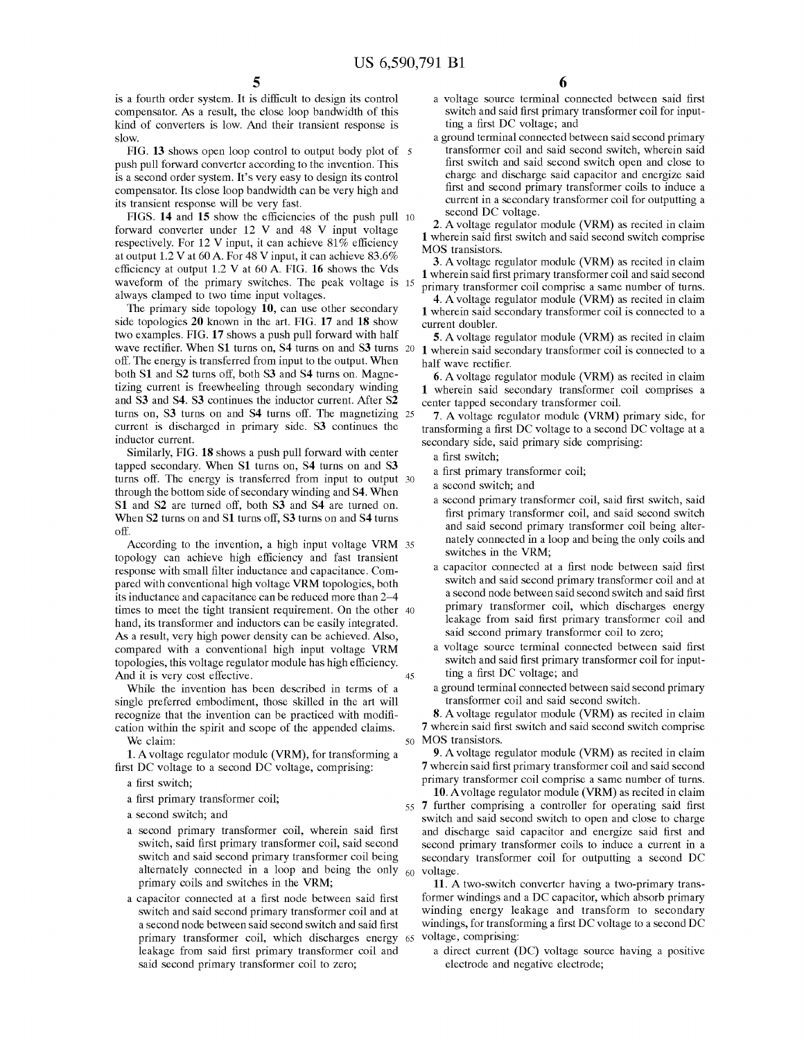is a fourth order system. It is difficult to design its control compensator. As a result, the close loop bandwidth of this kind of converters is low. And their transient response is slow.

FIG. 13 shows open loop control to output body plot of push pull forward converter according to the invention. This is a second order system. It's very easy to design its control compensator. Its close loop bandwidth can be very high and its transient response will be very fast.

FIGS. 14 and 15 show the efficiencies of the push pull forward converter under 12 V and 48 V input voltage respectively. For 12 V input, it can achieve 81% efficiency at output 1.2 V at 60 A. For 48 V input, it can achieve 83.6% efficiency at output 1.2 V at 60 A. FIG. 16 shows the Vds waveform of the primary switches. The peak voltage is always clamped to two time input voltages.

The primary side topology 10, can use other secondary side topologies 20 known in the art. FIG. 17 and 18 show two examples. FIG. 17 shows a push pull forward with half wave rectifier. When S1 turns on, S4 turns on and S3 turns off. The energy is transferred from input to the output. When both S1 and S2 turns off, both S3 and S4 turns on. Magnetizing current is freewheeling through secondary winding and S3 and S4. S3 continues the inductor current. After S2 turns on, S3 turns on and S4 turns off. The magnetizing current is discharged in primary side. S3 continues the inductor current.

Similarly, FIG. 18 shows a push pull forward with center tapped secondary. When S1 turns on, S4 turns on and S3 turns off. The energy is transferred from input to output through the bottom side of secondary winding and S4. When S1 and S2 are turned off, both S3 and S4 are turned on. When S2 turns on and S1 turns off, S3 turns on and S4 turns off.

According to the invention, a high input voltage VRM topology can achieve high efficiency and fast transient response with small filter inductance and capacitance. Compared with conventional high voltage VRM topologies, both its inductance and capacitance can be reduced more than 2–4 times to meet the tight transient requirement. On the other hand, its transformer and inductors can be easily integrated. As a result, very high power density can be achieved. Also, compared with a conventional high input voltage VRM topologies, this voltage regulator module has high efficiency. And it is very cost effective.

While the invention has been described in terms of a single preferred embodiment, those skilled in the art will recognize that the invention can be practiced with modification within the spirit and scope of the appended claims.

We claim:

1. A voltage regulator module (VRM), for transforming a first DC voltage to a second DC voltage, comprising:

- a first switch;
- a first primary transformer coil;
- a second switch; and
- a second primary transformer coil, wherein said first switch, said first primary transformer coil, said second switch and said second primary transformer coil being alternately connected in a loop and being the only primary coils and switches in the VRM;
- a capacitor connected at a first node between said first switch and said second primary transformer coil and at a second node between said second switch and said first primary transformer coil, which discharges energy leakage from said first primary transformer coil and said second primary transformer coil to zero;
- a voltage source terminal connected between said first switch and said first primary transformer coil for inputting a first DC voltage; and
- a ground terminal connected between said second primary transformer coil and said second switch, wherein said first switch and said second switch open and close to charge and discharge said capacitor and energize said first and second primary transformer coils to induce a current in a secondary transformer coil for outputting a second DC voltage.

2. A voltage regulator module (VRM) as recited in claim 1 wherein said first switch and said second switch comprise MOS transistors.

3. A voltage regulator module (VRM) as recited in claim 1 wherein said first primary transformer coil and said second primary transformer coil comprise a same number of turns.

4. A voltage regulator module (VRM) as recited in claim 1 wherein said secondary transformer coil is connected to a current doubler.

5. A voltage regulator module (VRM) as recited in claim 1 wherein said secondary transformer coil is connected to a half wave rectifier.

6. A voltage regulator module (VRM) as recited in claim 1 wherein said secondary transformer coil comprises a center tapped secondary transformer coil.

7. A voltage regulator module (VRM) primary side, for transforming a first DC voltage to a second DC voltage at a secondary side, said primary side comprising:

- a first switch;
- a first primary transformer coil;
- a second switch; and
- a second primary transformer coil, said first switch, said first primary transformer coil, and said second switch and said second primary transformer coil being alternately connected in a loop and being the only coils and switches in the VRM;
- a capacitor connected at a first node between said first switch and said second primary transformer coil and at a second node between said second switch and said first primary transformer coil, which discharges energy leakage from said first primary transformer coil and said second primary transformer coil to zero;
- a voltage source terminal connected between said first switch and said first primary transformer coil for inputting a first DC voltage; and
- a ground terminal connected between said second primary transformer coil and said second switch.

8. A voltage regulator module (VRM) as recited in claim 7 wherein said first switch and said second switch comprise MOS transistors.

9. A voltage regulator module (VRM) as recited in claim 7 wherein said first primary transformer coil and said second primary transformer coil comprise a same number of turns.

10. A voltage regulator module (VRM) as recited in claim 7 further comprising a controller for operating said first switch and said second switch to open and close to charge and discharge said capacitor and energize said first and second primary transformer coils to induce a current in a secondary transformer coil for outputting a second DC voltage.

11. A two-switch converter having a two-primary transformer windings and a DC capacitor, which absorb primary winding energy leakage and transform to secondary windings, for transforming a first DC voltage to a second DC voltage, comprising:

- a direct current (DC) voltage source having a positive electrode and negative electrode;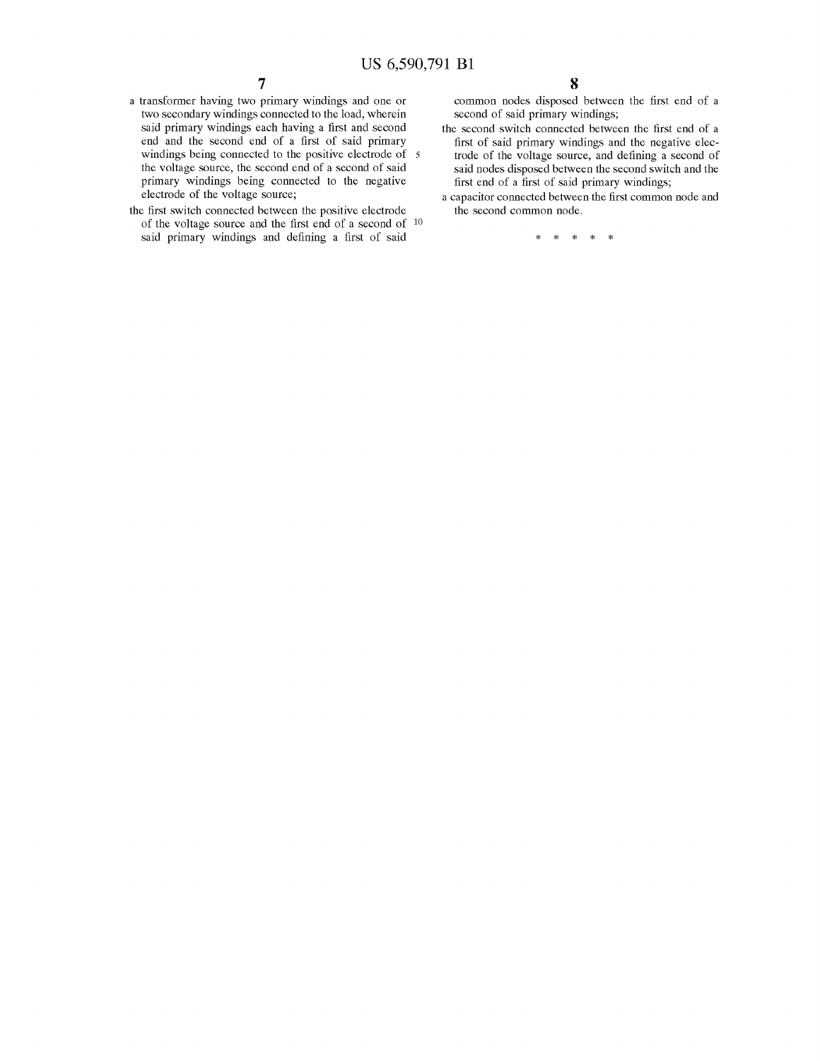a transformer having two primary windings and one or two secondary windings connected to the load, wherein said primary windings each having a first and second end and the second end of a first of said primary windings being connected to the positive electrode of the voltage source, the second end of a second of said primary windings being connected to the negative electrode of the voltage source;

the first switch connected between the positive electrode of the voltage source and the first end of a second of said primary windings and defining a first of said common nodes disposed between the first end of a second of said primary windings;

the second switch connected between the first end of a first of said primary windings and the negative electrode of the voltage source, and defining a second of said nodes disposed between the second switch and the first end of a first of said primary windings;

a capacitor connected between the first common node and the second common node.

* * * * *